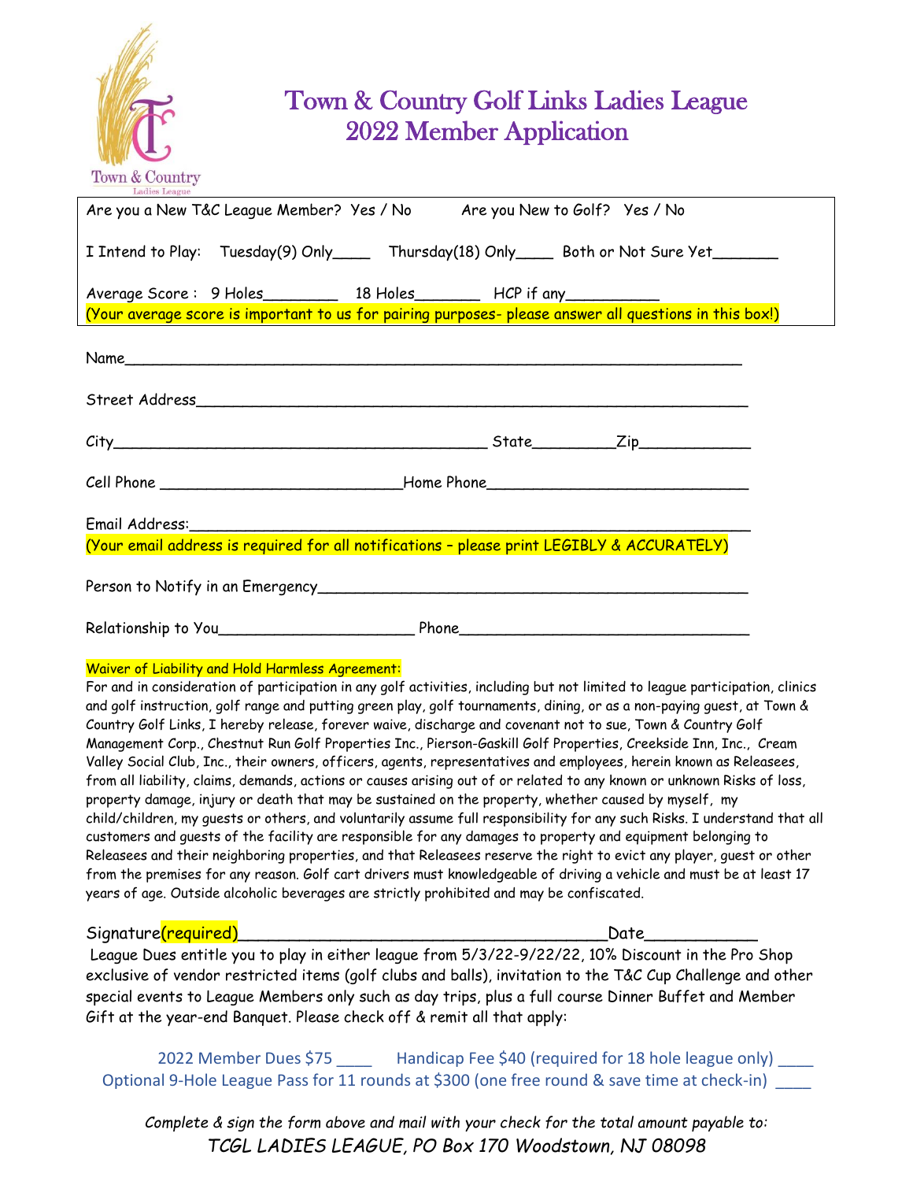Town & Country
Ladies League

# Town & Country Golf Links Ladies League
## 2022 Member Application

Are you a New T&C League Member? Yes / No        Are you New to Golf? Yes / No

I Intend to Play: Tuesday(9) Only____ Thursday(18) Only____ Both or Not Sure Yet_______

Average Score : 9 Holes________ 18 Holes_______ HCP if any__________

(Your average score is important to us for pairing purposes- please answer all questions in this box!)

Name____________________________________________________________________

Street Address_______________________________________________________________

City__________________________________________ State_________Zip____________

Cell Phone ____________________________Home Phone______________________________

Email Address:_________________________________________________________________

(Your email address is required for all notifications – please print LEGIBLY & ACCURATELY)

Person to Notify in an Emergency_______________________________________________

Relationship to You______________________ Phone________________________________

**Waiver of Liability and Hold Harmless Agreement:**

For and in consideration of participation in any golf activities, including but not limited to league participation, clinics and golf instruction, golf range and putting green play, golf tournaments, dining, or as a non-paying guest, at Town & Country Golf Links, I hereby release, forever waive, discharge and covenant not to sue, Town & Country Golf Management Corp., Chestnut Run Golf Properties Inc., Pierson-Gaskill Golf Properties, Creekside Inn, Inc., Cream Valley Social Club, Inc., their owners, officers, agents, representatives and employees, herein known as Releasees, from all liability, claims, demands, actions or causes arising out of or related to any known or unknown Risks of loss, property damage, injury or death that may be sustained on the property, whether caused by myself, my child/children, my guests or others, and voluntarily assume full responsibility for any such Risks. I understand that all customers and guests of the facility are responsible for any damages to property and equipment belonging to Releasees and their neighboring properties, and that Releasees reserve the right to evict any player, guest or other from the premises for any reason. Golf cart drivers must knowledgeable of driving a vehicle and must be at least 17 years of age. Outside alcoholic beverages are strictly prohibited and may be confiscated.

Signature(required)________________________________________Date___________

League Dues entitle you to play in either league from 5/3/22-9/22/22, 10% Discount in the Pro Shop exclusive of vendor restricted items (golf clubs and balls), invitation to the T&C Cup Challenge and other special events to League Members only such as day trips, plus a full course Dinner Buffet and Member Gift at the year-end Banquet. Please check off & remit all that apply:

2022 Member Dues $75 ____ Handicap Fee $40 (required for 18 hole league only) ____

Optional 9-Hole League Pass for 11 rounds at $300 (one free round & save time at check-in) ____

*Complete & sign the form above and mail with your check for the total amount payable to:*

*TCGL LADIES LEAGUE, PO Box 170 Woodstown, NJ 08098*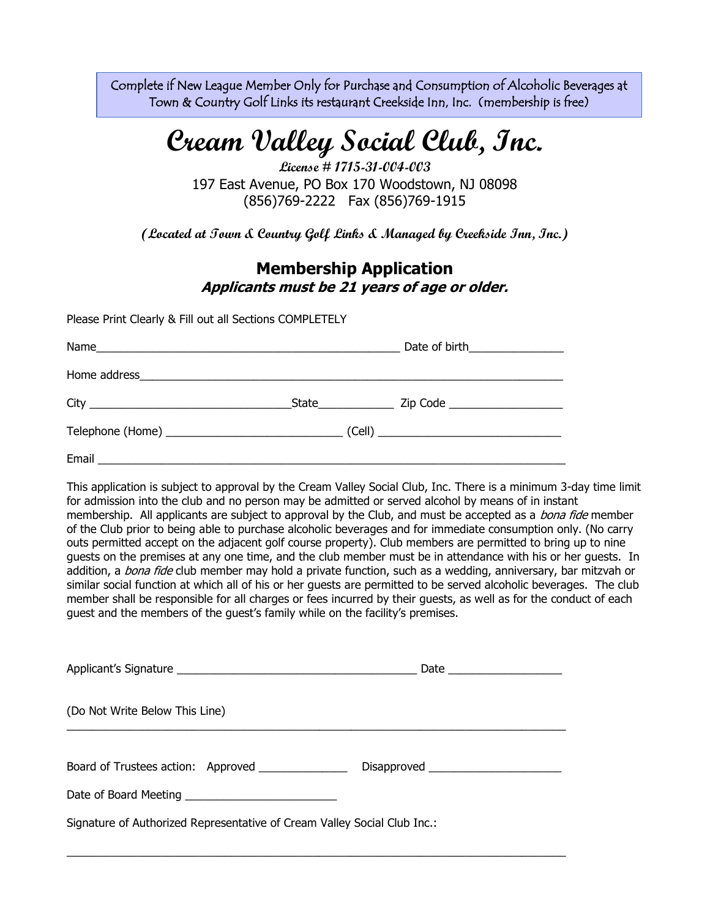Complete if New League Member Only for Purchase and Consumption of Alcoholic Beverages at Town & Country Golf Links its restaurant Creekside Inn, Inc. (membership is free)

# Cream Valley Social Club, Inc.

**License # 1715-31-004-003**

197 East Avenue, PO Box 170 Woodstown, NJ 08098
(856)769-2222 Fax (856)769-1915

**(Located at Town & Country Golf Links & Managed by Creekside Inn, Inc.)**

## Membership Application

***Applicants must be 21 years of age or older.***

Please Print Clearly & Fill out all Sections COMPLETELY

Name__________________________________________________ Date of birth_______________

Home address______________________________________________________________________

City ________________________________State____________ Zip Code __________________

Telephone (Home) ____________________________ (Cell) _____________________________

Email _____________________________________________________________________________

This application is subject to approval by the Cream Valley Social Club, Inc. There is a minimum 3-day time limit for admission into the club and no person may be admitted or served alcohol by means of in instant membership. All applicants are subject to approval by the Club, and must be accepted as a *bona fide* member of the Club prior to being able to purchase alcoholic beverages and for immediate consumption only. (No carry outs permitted accept on the adjacent golf course property). Club members are permitted to bring up to nine guests on the premises at any one time, and the club member must be in attendance with his or her guests. In addition, a *bona fide* club member may hold a private function, such as a wedding, anniversary, bar mitzvah or similar social function at which all of his or her guests are permitted to be served alcoholic beverages. The club member shall be responsible for all charges or fees incurred by their guests, as well as for the conduct of each guest and the members of the guest's family while on the facility's premises.

Applicant's Signature _______________________________________ Date __________________

(Do Not Write Below This Line)

___________________________________________________________________________________

Board of Trustees action: Approved ______________ Disapproved _____________________

Date of Board Meeting ________________________

Signature of Authorized Representative of Cream Valley Social Club Inc.:

___________________________________________________________________________________